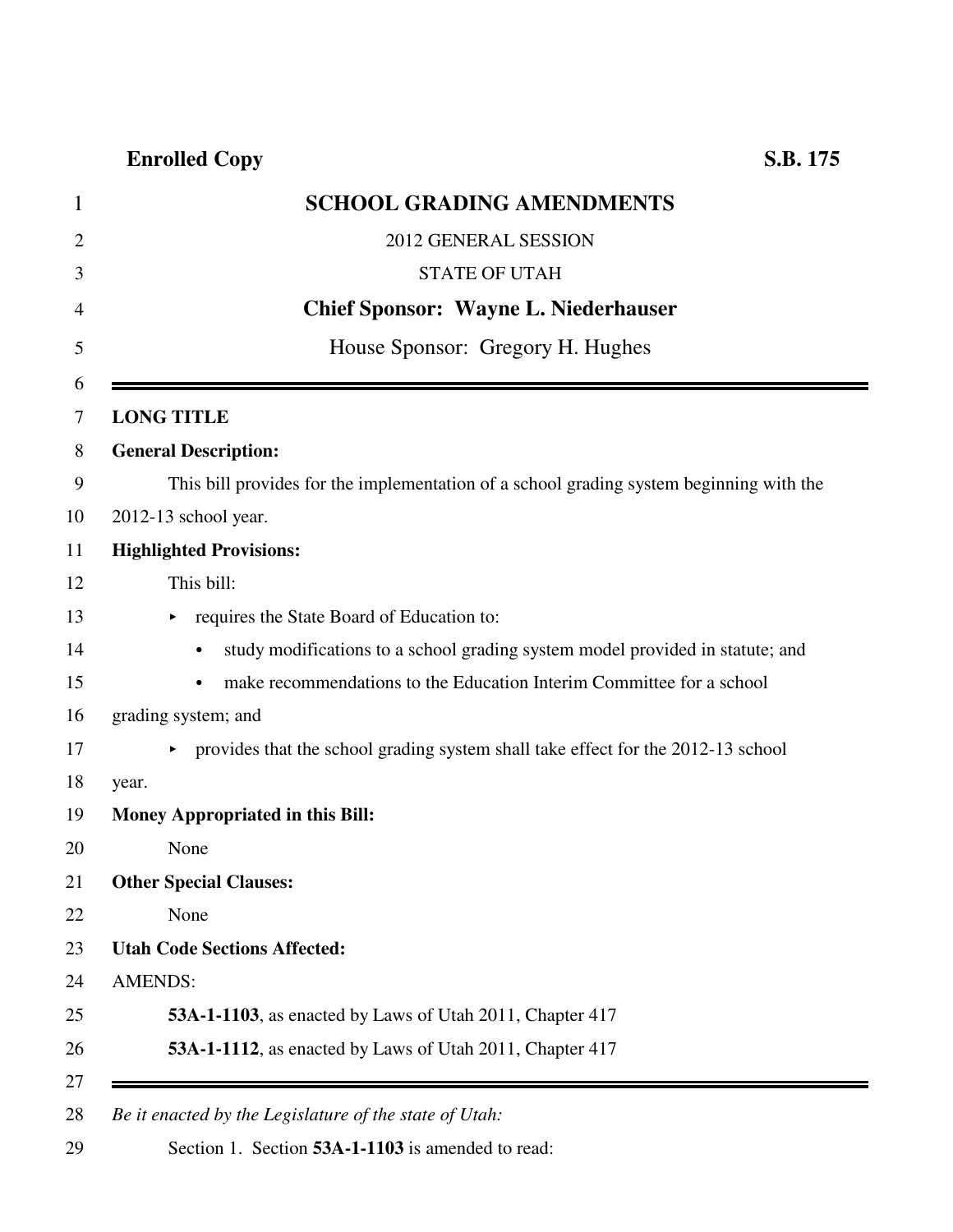**Enrolled Copy** **S.B. 175**

# SCHOOL GRADING AMENDMENTS

2012 GENERAL SESSION

STATE OF UTAH

**Chief Sponsor: Wayne L. Niederhauser**

House Sponsor: Gregory H. Hughes

---

**LONG TITLE**

**General Description:**

This bill provides for the implementation of a school grading system beginning with the 2012-13 school year.

**Highlighted Provisions:**

This bill:

- requires the State Board of Education to:
  - study modifications to a school grading system model provided in statute; and
  - make recommendations to the Education Interim Committee for a school grading system; and
- provides that the school grading system shall take effect for the 2012-13 school year.

**Money Appropriated in this Bill:**

None

**Other Special Clauses:**

None

**Utah Code Sections Affected:**

AMENDS:

**53A-1-1103**, as enacted by Laws of Utah 2011, Chapter 417

**53A-1-1112**, as enacted by Laws of Utah 2011, Chapter 417

---

*Be it enacted by the Legislature of the state of Utah:*

Section 1. Section **53A-1-1103** is amended to read: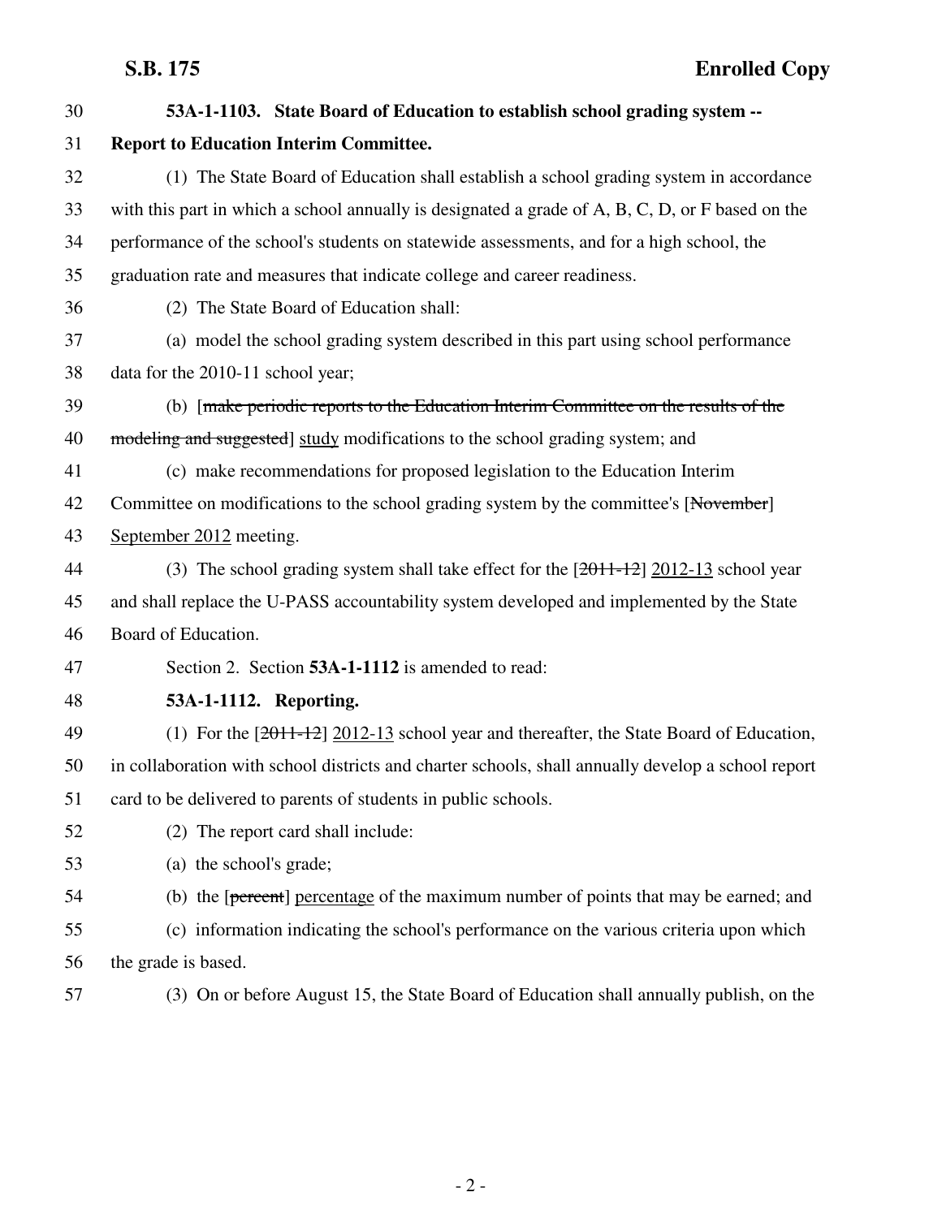**53A-1-1103. State Board of Education to establish school grading system -- Report to Education Interim Committee.**

(1) The State Board of Education shall establish a school grading system in accordance with this part in which a school annually is designated a grade of A, B, C, D, or F based on the performance of the school's students on statewide assessments, and for a high school, the graduation rate and measures that indicate college and career readiness.

(2) The State Board of Education shall:

(a) model the school grading system described in this part using school performance data for the 2010-11 school year;

(b) [~~make periodic reports to the Education Interim Committee on the results of the modeling and suggested~~] study modifications to the school grading system; and

(c) make recommendations for proposed legislation to the Education Interim Committee on modifications to the school grading system by the committee's [~~November~~] September 2012 meeting.

(3) The school grading system shall take effect for the [~~2011-12~~] 2012-13 school year and shall replace the U-PASS accountability system developed and implemented by the State Board of Education.

Section 2. Section **53A-1-1112** is amended to read:

**53A-1-1112. Reporting.**

(1) For the [~~2011-12~~] 2012-13 school year and thereafter, the State Board of Education, in collaboration with school districts and charter schools, shall annually develop a school report card to be delivered to parents of students in public schools.

(2) The report card shall include:

(a) the school's grade;

(b) the [~~percent~~] percentage of the maximum number of points that may be earned; and

(c) information indicating the school's performance on the various criteria upon which the grade is based.

(3) On or before August 15, the State Board of Education shall annually publish, on the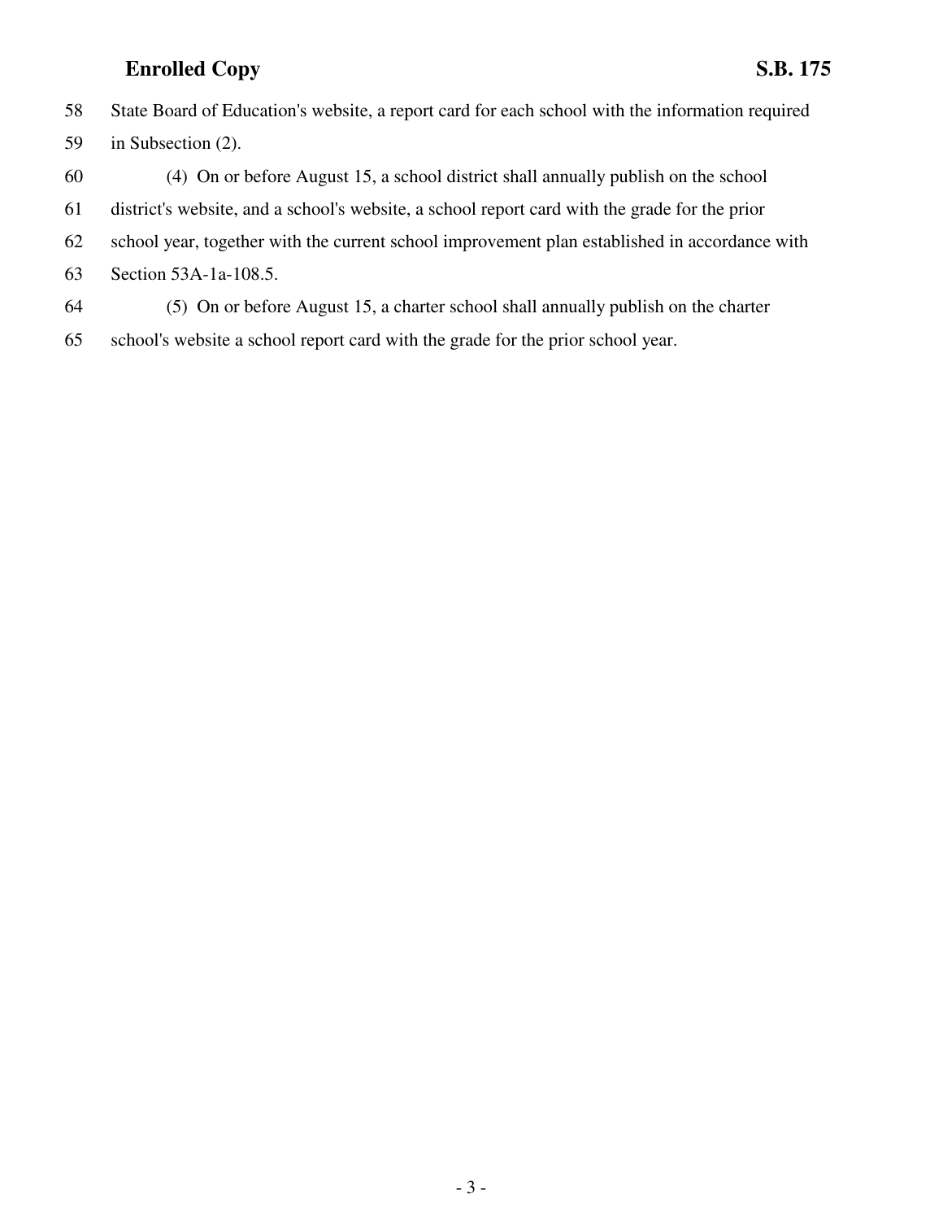State Board of Education's website, a report card for each school with the information required in Subsection (2).

(4) On or before August 15, a school district shall annually publish on the school district's website, and a school's website, a school report card with the grade for the prior school year, together with the current school improvement plan established in accordance with Section 53A-1a-108.5.

(5) On or before August 15, a charter school shall annually publish on the charter school's website a school report card with the grade for the prior school year.